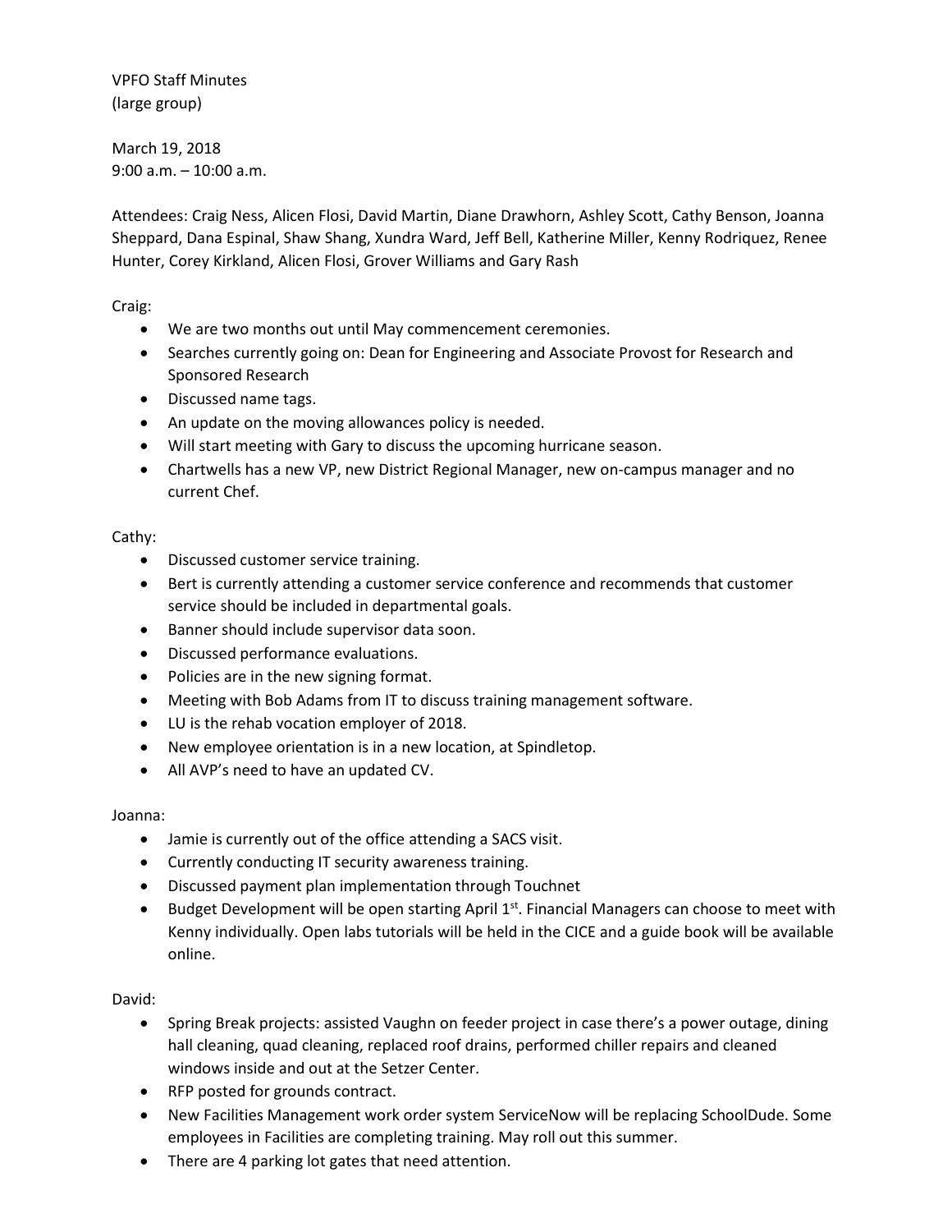VPFO Staff Minutes
(large group)

March 19, 2018
9:00 a.m. – 10:00 a.m.

Attendees: Craig Ness, Alicen Flosi, David Martin, Diane Drawhorn, Ashley Scott, Cathy Benson, Joanna Sheppard, Dana Espinal, Shaw Shang, Xundra Ward, Jeff Bell, Katherine Miller, Kenny Rodriqez, Renee Hunter, Corey Kirkland, Alicen Flosi, Grover Williams and Gary Rash

Craig:

- We are two months out until May commencement ceremonies.
- Searches currently going on: Dean for Engineering and Associate Provost for Research and Sponsored Research
- Discussed name tags.
- An update on the moving allowances policy is needed.
- Will start meeting with Gary to discuss the upcoming hurricane season.
- Chartwells has a new VP, new District Regional Manager, new on-campus manager and no current Chef.

Cathy:

- Discussed customer service training.
- Bert is currently attending a customer service conference and recommends that customer service should be included in departmental goals.
- Banner should include supervisor data soon.
- Discussed performance evaluations.
- Policies are in the new signing format.
- Meeting with Bob Adams from IT to discuss training management software.
- LU is the rehab vocation employer of 2018.
- New employee orientation is in a new location, at Spindletop.
- All AVP's need to have an updated CV.

Joanna:

- Jamie is currently out of the office attending a SACS visit.
- Currently conducting IT security awareness training.
- Discussed payment plan implementation through Touchnet
- Budget Development will be open starting April 1st. Financial Managers can choose to meet with Kenny individually. Open labs tutorials will be held in the CICE and a guide book will be available online.

David:

- Spring Break projects: assisted Vaughn on feeder project in case there's a power outage, dining hall cleaning, quad cleaning, replaced roof drains, performed chiller repairs and cleaned windows inside and out at the Setzer Center.
- RFP posted for grounds contract.
- New Facilities Management work order system ServiceNow will be replacing SchoolDude. Some employees in Facilities are completing training. May roll out this summer.
- There are 4 parking lot gates that need attention.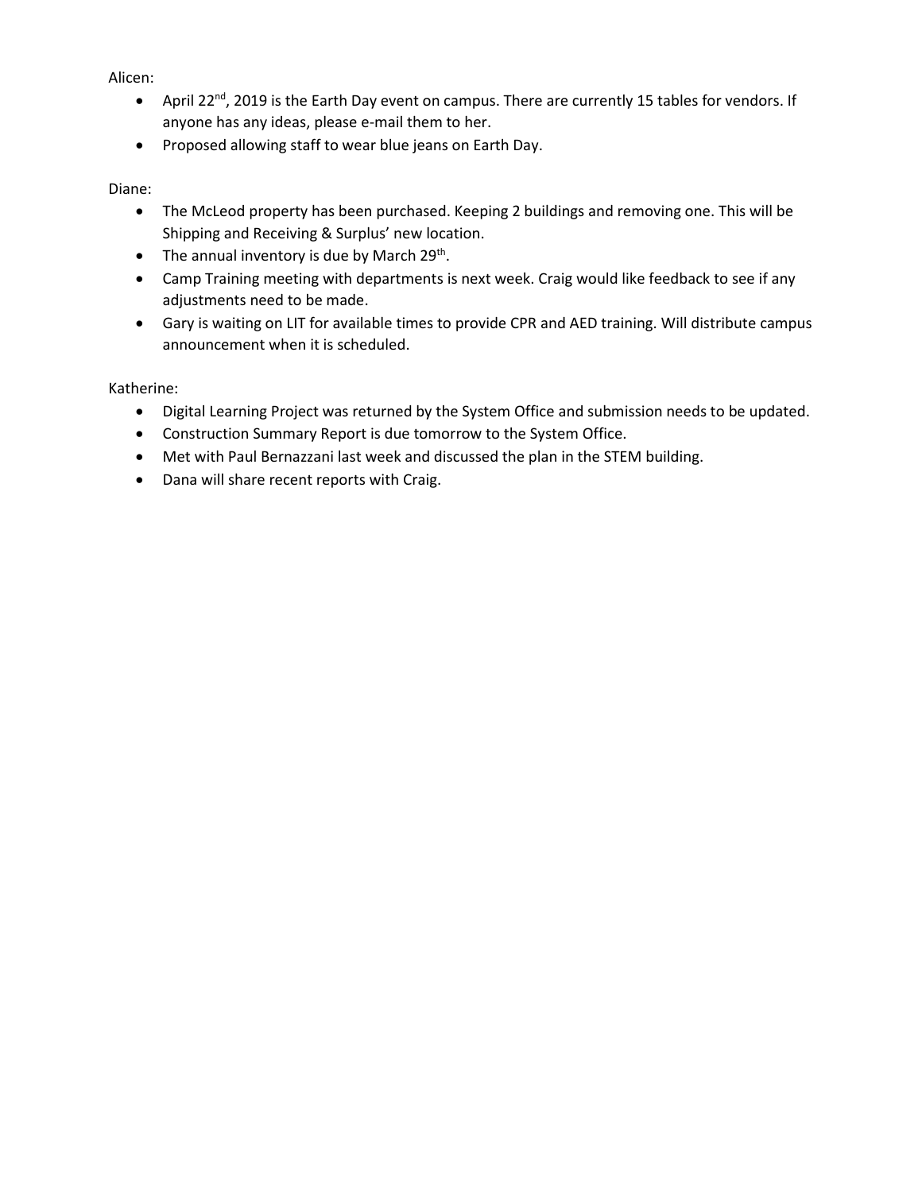Alicen:

- April 22nd, 2019 is the Earth Day event on campus. There are currently 15 tables for vendors. If anyone has any ideas, please e-mail them to her.
- Proposed allowing staff to wear blue jeans on Earth Day.

Diane:

- The McLeod property has been purchased. Keeping 2 buildings and removing one. This will be Shipping and Receiving & Surplus' new location.
- The annual inventory is due by March 29th.
- Camp Training meeting with departments is next week. Craig would like feedback to see if any adjustments need to be made.
- Gary is waiting on LIT for available times to provide CPR and AED training. Will distribute campus announcement when it is scheduled.

Katherine:

- Digital Learning Project was returned by the System Office and submission needs to be updated.
- Construction Summary Report is due tomorrow to the System Office.
- Met with Paul Bernazzani last week and discussed the plan in the STEM building.
- Dana will share recent reports with Craig.